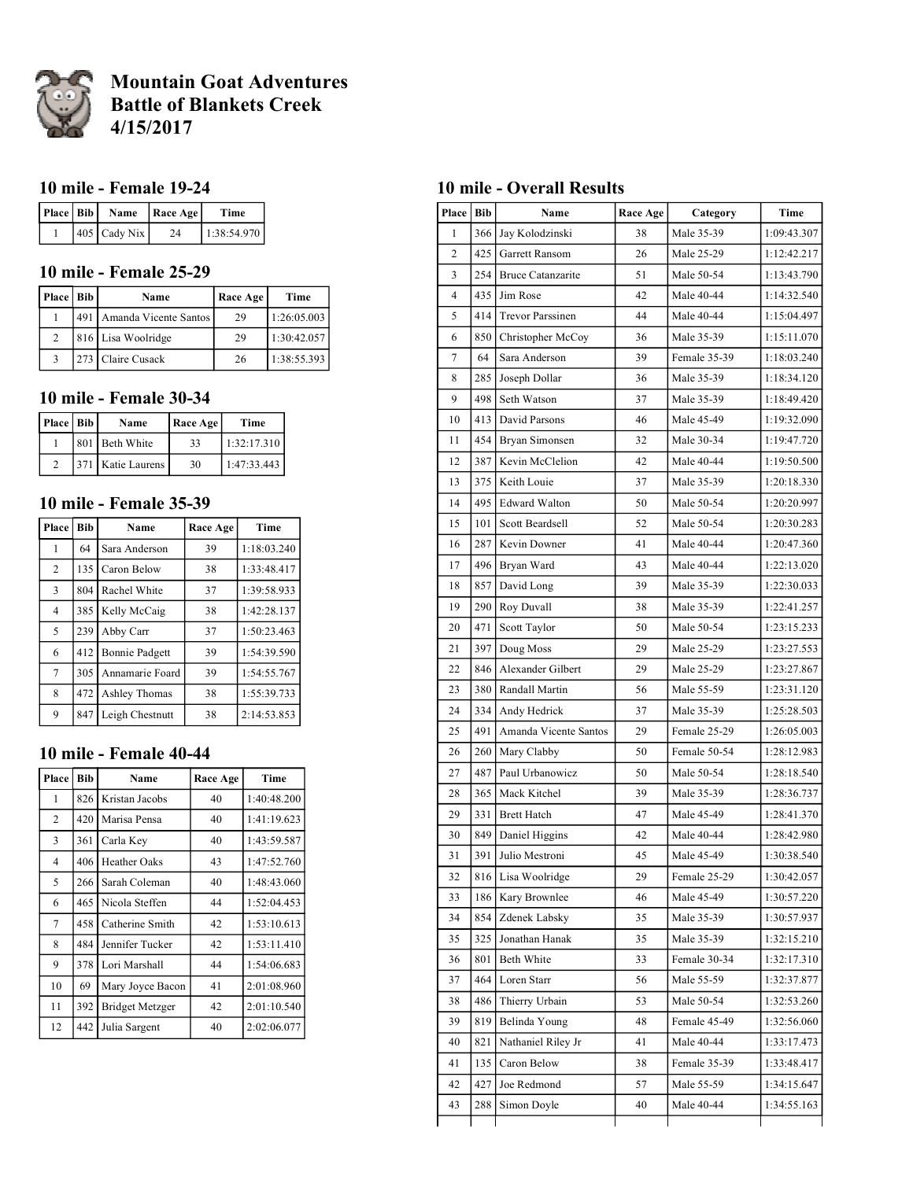# Mountain Goat Adventures
# Battle of Blankets Creek
# 4/15/2017

## 10 mile - Female 19-24

| Place | Bib | Name | Race Age | Time |
|---|---|---|---|---|
| 1 | 405 | Cady Nix | 24 | 1:38:54.970 |

## 10 mile - Female 25-29

| Place | Bib | Name | Race Age | Time |
|---|---|---|---|---|
| 1 | 491 | Amanda Vicente Santos | 29 | 1:26:05.003 |
| 2 | 816 | Lisa Woolridge | 29 | 1:30:42.057 |
| 3 | 273 | Claire Cusack | 26 | 1:38:55.393 |

## 10 mile - Female 30-34

| Place | Bib | Name | Race Age | Time |
|---|---|---|---|---|
| 1 | 801 | Beth White | 33 | 1:32:17.310 |
| 2 | 371 | Katie Laurens | 30 | 1:47:33.443 |

## 10 mile - Female 35-39

| Place | Bib | Name | Race Age | Time |
|---|---|---|---|---|
| 1 | 64 | Sara Anderson | 39 | 1:18:03.240 |
| 2 | 135 | Caron Below | 38 | 1:33:48.417 |
| 3 | 804 | Rachel White | 37 | 1:39:58.933 |
| 4 | 385 | Kelly McCaig | 38 | 1:42:28.137 |
| 5 | 239 | Abby Carr | 37 | 1:50:23.463 |
| 6 | 412 | Bonnie Padgett | 39 | 1:54:39.590 |
| 7 | 305 | Annamarie Foard | 39 | 1:54:55.767 |
| 8 | 472 | Ashley Thomas | 38 | 1:55:39.733 |
| 9 | 847 | Leigh Chestnutt | 38 | 2:14:53.853 |

## 10 mile - Female 40-44

| Place | Bib | Name | Race Age | Time |
|---|---|---|---|---|
| 1 | 826 | Kristan Jacobs | 40 | 1:40:48.200 |
| 2 | 420 | Marisa Pensa | 40 | 1:41:19.623 |
| 3 | 361 | Carla Key | 40 | 1:43:59.587 |
| 4 | 406 | Heather Oaks | 43 | 1:47:52.760 |
| 5 | 266 | Sarah Coleman | 40 | 1:48:43.060 |
| 6 | 465 | Nicola Steffen | 44 | 1:52:04.453 |
| 7 | 458 | Catherine Smith | 42 | 1:53:10.613 |
| 8 | 484 | Jennifer Tucker | 42 | 1:53:11.410 |
| 9 | 378 | Lori Marshall | 44 | 1:54:06.683 |
| 10 | 69 | Mary Joyce Bacon | 41 | 2:01:08.960 |
| 11 | 392 | Bridget Metzger | 42 | 2:01:10.540 |
| 12 | 442 | Julia Sargent | 40 | 2:02:06.077 |

## 10 mile - Overall Results

| Place | Bib | Name | Race Age | Category | Time |
|---|---|---|---|---|---|
| 1 | 366 | Jay Kolodzinski | 38 | Male 35-39 | 1:09:43.307 |
| 2 | 425 | Garrett Ransom | 26 | Male 25-29 | 1:12:42.217 |
| 3 | 254 | Bruce Catanzarite | 51 | Male 50-54 | 1:13:43.790 |
| 4 | 435 | Jim Rose | 42 | Male 40-44 | 1:14:32.540 |
| 5 | 414 | Trevor Parssinen | 44 | Male 40-44 | 1:15:04.497 |
| 6 | 850 | Christopher McCoy | 36 | Male 35-39 | 1:15:11.070 |
| 7 | 64 | Sara Anderson | 39 | Female 35-39 | 1:18:03.240 |
| 8 | 285 | Joseph Dollar | 36 | Male 35-39 | 1:18:34.120 |
| 9 | 498 | Seth Watson | 37 | Male 35-39 | 1:18:49.420 |
| 10 | 413 | David Parsons | 46 | Male 45-49 | 1:19:32.090 |
| 11 | 454 | Bryan Simonsen | 32 | Male 30-34 | 1:19:47.720 |
| 12 | 387 | Kevin McClelion | 42 | Male 40-44 | 1:19:50.500 |
| 13 | 375 | Keith Louie | 37 | Male 35-39 | 1:20:18.330 |
| 14 | 495 | Edward Walton | 50 | Male 50-54 | 1:20:20.997 |
| 15 | 101 | Scott Beardsell | 52 | Male 50-54 | 1:20:30.283 |
| 16 | 287 | Kevin Downer | 41 | Male 40-44 | 1:20:47.360 |
| 17 | 496 | Bryan Ward | 43 | Male 40-44 | 1:22:13.020 |
| 18 | 857 | David Long | 39 | Male 35-39 | 1:22:30.033 |
| 19 | 290 | Roy Duvall | 38 | Male 35-39 | 1:22:41.257 |
| 20 | 471 | Scott Taylor | 50 | Male 50-54 | 1:23:15.233 |
| 21 | 397 | Doug Moss | 29 | Male 25-29 | 1:23:27.553 |
| 22 | 846 | Alexander Gilbert | 29 | Male 25-29 | 1:23:27.867 |
| 23 | 380 | Randall Martin | 56 | Male 55-59 | 1:23:31.120 |
| 24 | 334 | Andy Hedrick | 37 | Male 35-39 | 1:25:28.503 |
| 25 | 491 | Amanda Vicente Santos | 29 | Female 25-29 | 1:26:05.003 |
| 26 | 260 | Mary Clabby | 50 | Female 50-54 | 1:28:12.983 |
| 27 | 487 | Paul Urbanowicz | 50 | Male 50-54 | 1:28:18.540 |
| 28 | 365 | Mack Kitchel | 39 | Male 35-39 | 1:28:36.737 |
| 29 | 331 | Brett Hatch | 47 | Male 45-49 | 1:28:41.370 |
| 30 | 849 | Daniel Higgins | 42 | Male 40-44 | 1:28:42.980 |
| 31 | 391 | Julio Mestroni | 45 | Male 45-49 | 1:30:38.540 |
| 32 | 816 | Lisa Woolridge | 29 | Female 25-29 | 1:30:42.057 |
| 33 | 186 | Kary Brownlee | 46 | Male 45-49 | 1:30:57.220 |
| 34 | 854 | Zdenek Labsky | 35 | Male 35-39 | 1:30:57.937 |
| 35 | 325 | Jonathan Hanak | 35 | Male 35-39 | 1:32:15.210 |
| 36 | 801 | Beth White | 33 | Female 30-34 | 1:32:17.310 |
| 37 | 464 | Loren Starr | 56 | Male 55-59 | 1:32:37.877 |
| 38 | 486 | Thierry Urbain | 53 | Male 50-54 | 1:32:53.260 |
| 39 | 819 | Belinda Young | 48 | Female 45-49 | 1:32:56.060 |
| 40 | 821 | Nathaniel Riley Jr | 41 | Male 40-44 | 1:33:17.473 |
| 41 | 135 | Caron Below | 38 | Female 35-39 | 1:33:48.417 |
| 42 | 427 | Joe Redmond | 57 | Male 55-59 | 1:34:15.647 |
| 43 | 288 | Simon Doyle | 40 | Male 40-44 | 1:34:55.163 |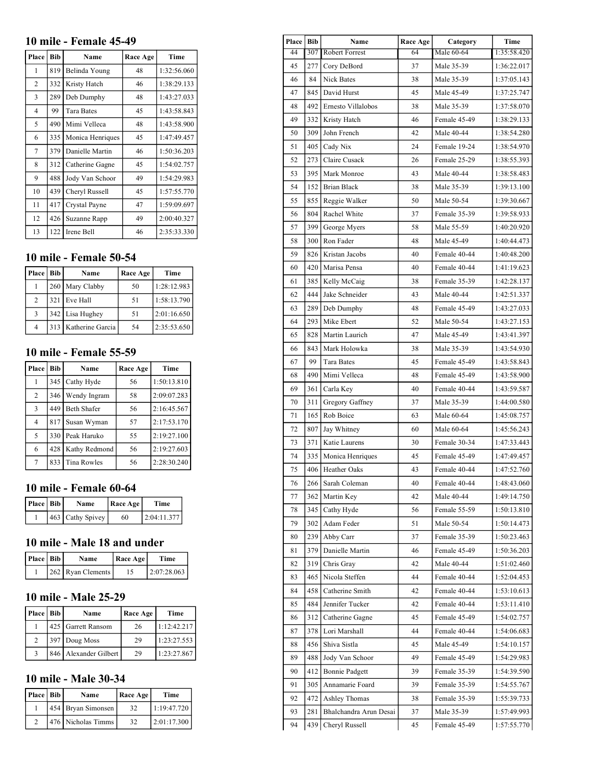## 10 mile - Female 45-49

| Place | Bib | Name | Race Age | Time |
|---|---|---|---|---|
| 1 | 819 | Belinda Young | 48 | 1:32:56.060 |
| 2 | 332 | Kristy Hatch | 46 | 1:38:29.133 |
| 3 | 289 | Deb Dumphy | 48 | 1:43:27.033 |
| 4 | 99 | Tara Bates | 45 | 1:43:58.843 |
| 5 | 490 | Mimi Velleca | 48 | 1:43:58.900 |
| 6 | 335 | Monica Henriques | 45 | 1:47:49.457 |
| 7 | 379 | Danielle Martin | 46 | 1:50:36.203 |
| 8 | 312 | Catherine Gagne | 45 | 1:54:02.757 |
| 9 | 488 | Jody Van Schoor | 49 | 1:54:29.983 |
| 10 | 439 | Cheryl Russell | 45 | 1:57:55.770 |
| 11 | 417 | Crystal Payne | 47 | 1:59:09.697 |
| 12 | 426 | Suzanne Rapp | 49 | 2:00:40.327 |
| 13 | 122 | Irene Bell | 46 | 2:35:33.330 |

## 10 mile - Female 50-54

| Place | Bib | Name | Race Age | Time |
|---|---|---|---|---|
| 1 | 260 | Mary Clabby | 50 | 1:28:12.983 |
| 2 | 321 | Eve Hall | 51 | 1:58:13.790 |
| 3 | 342 | Lisa Hughey | 51 | 2:01:16.650 |
| 4 | 313 | Katherine Garcia | 54 | 2:35:53.650 |

## 10 mile - Female 55-59

| Place | Bib | Name | Race Age | Time |
|---|---|---|---|---|
| 1 | 345 | Cathy Hyde | 56 | 1:50:13.810 |
| 2 | 346 | Wendy Ingram | 58 | 2:09:07.283 |
| 3 | 449 | Beth Shafer | 56 | 2:16:45.567 |
| 4 | 817 | Susan Wyman | 57 | 2:17:53.170 |
| 5 | 330 | Peak Haruko | 55 | 2:19:27.100 |
| 6 | 428 | Kathy Redmond | 56 | 2:19:27.603 |
| 7 | 833 | Tina Rowles | 56 | 2:28:30.240 |

## 10 mile - Female 60-64

| Place | Bib | Name | Race Age | Time |
|---|---|---|---|---|
| 1 | 463 | Cathy Spivey | 60 | 2:04:11.377 |

## 10 mile - Male 18 and under

| Place | Bib | Name | Race Age | Time |
|---|---|---|---|---|
| 1 | 262 | Ryan Clements | 15 | 2:07:28.063 |

## 10 mile - Male 25-29

| Place | Bib | Name | Race Age | Time |
|---|---|---|---|---|
| 1 | 425 | Garrett Ransom | 26 | 1:12:42.217 |
| 2 | 397 | Doug Moss | 29 | 1:23:27.553 |
| 3 | 846 | Alexander Gilbert | 29 | 1:23:27.867 |

## 10 mile - Male 30-34

| Place | Bib | Name | Race Age | Time |
|---|---|---|---|---|
| 1 | 454 | Bryan Simonsen | 32 | 1:19:47.720 |
| 2 | 476 | Nicholas Timms | 32 | 2:01:17.300 |

| Place | Bib | Name | Race Age | Category | Time |
|---|---|---|---|---|---|
| 44 | 307 | Robert Forrest | 64 | Male 60-64 | 1:35:58.420 |
| 45 | 277 | Cory DeBord | 37 | Male 35-39 | 1:36:22.017 |
| 46 | 84 | Nick Bates | 38 | Male 35-39 | 1:37:05.143 |
| 47 | 845 | David Hurst | 45 | Male 45-49 | 1:37:25.747 |
| 48 | 492 | Ernesto Villalobos | 38 | Male 35-39 | 1:37:58.070 |
| 49 | 332 | Kristy Hatch | 46 | Female 45-49 | 1:38:29.133 |
| 50 | 309 | John French | 42 | Male 40-44 | 1:38:54.280 |
| 51 | 405 | Cady Nix | 24 | Female 19-24 | 1:38:54.970 |
| 52 | 273 | Claire Cusack | 26 | Female 25-29 | 1:38:55.393 |
| 53 | 395 | Mark Monroe | 43 | Male 40-44 | 1:38:58.483 |
| 54 | 152 | Brian Black | 38 | Male 35-39 | 1:39:13.100 |
| 55 | 855 | Reggie Walker | 50 | Male 50-54 | 1:39:30.667 |
| 56 | 804 | Rachel White | 37 | Female 35-39 | 1:39:58.933 |
| 57 | 399 | George Myers | 58 | Male 55-59 | 1:40:20.920 |
| 58 | 300 | Ron Fader | 48 | Male 45-49 | 1:40:44.473 |
| 59 | 826 | Kristan Jacobs | 40 | Female 40-44 | 1:40:48.200 |
| 60 | 420 | Marisa Pensa | 40 | Female 40-44 | 1:41:19.623 |
| 61 | 385 | Kelly McCaig | 38 | Female 35-39 | 1:42:28.137 |
| 62 | 444 | Jake Schneider | 43 | Male 40-44 | 1:42:51.337 |
| 63 | 289 | Deb Dumphy | 48 | Female 45-49 | 1:43:27.033 |
| 64 | 293 | Mike Ebert | 52 | Male 50-54 | 1:43:27.153 |
| 65 | 828 | Martin Laurich | 47 | Male 45-49 | 1:43:41.397 |
| 66 | 843 | Mark Holowka | 38 | Male 35-39 | 1:43:54.930 |
| 67 | 99 | Tara Bates | 45 | Female 45-49 | 1:43:58.843 |
| 68 | 490 | Mimi Velleca | 48 | Female 45-49 | 1:43:58.900 |
| 69 | 361 | Carla Key | 40 | Female 40-44 | 1:43:59.587 |
| 70 | 311 | Gregory Gaffney | 37 | Male 35-39 | 1:44:00.580 |
| 71 | 165 | Rob Boice | 63 | Male 60-64 | 1:45:08.757 |
| 72 | 807 | Jay Whitney | 60 | Male 60-64 | 1:45:56.243 |
| 73 | 371 | Katie Laurens | 30 | Female 30-34 | 1:47:33.443 |
| 74 | 335 | Monica Henriques | 45 | Female 45-49 | 1:47:49.457 |
| 75 | 406 | Heather Oaks | 43 | Female 40-44 | 1:47:52.760 |
| 76 | 266 | Sarah Coleman | 40 | Female 40-44 | 1:48:43.060 |
| 77 | 362 | Martin Key | 42 | Male 40-44 | 1:49:14.750 |
| 78 | 345 | Cathy Hyde | 56 | Female 55-59 | 1:50:13.810 |
| 79 | 302 | Adam Feder | 51 | Male 50-54 | 1:50:14.473 |
| 80 | 239 | Abby Carr | 37 | Female 35-39 | 1:50:23.463 |
| 81 | 379 | Danielle Martin | 46 | Female 45-49 | 1:50:36.203 |
| 82 | 319 | Chris Gray | 42 | Male 40-44 | 1:51:02.460 |
| 83 | 465 | Nicola Steffen | 44 | Female 40-44 | 1:52:04.453 |
| 84 | 458 | Catherine Smith | 42 | Female 40-44 | 1:53:10.613 |
| 85 | 484 | Jennifer Tucker | 42 | Female 40-44 | 1:53:11.410 |
| 86 | 312 | Catherine Gagne | 45 | Female 45-49 | 1:54:02.757 |
| 87 | 378 | Lori Marshall | 44 | Female 40-44 | 1:54:06.683 |
| 88 | 456 | Shiva Sistla | 45 | Male 45-49 | 1:54:10.157 |
| 89 | 488 | Jody Van Schoor | 49 | Female 45-49 | 1:54:29.983 |
| 90 | 412 | Bonnie Padgett | 39 | Female 35-39 | 1:54:39.590 |
| 91 | 305 | Annamarie Foard | 39 | Female 35-39 | 1:54:55.767 |
| 92 | 472 | Ashley Thomas | 38 | Female 35-39 | 1:55:39.733 |
| 93 | 281 | Bhalchandra Arun Desai | 37 | Male 35-39 | 1:57:49.993 |
| 94 | 439 | Cheryl Russell | 45 | Female 45-49 | 1:57:55.770 |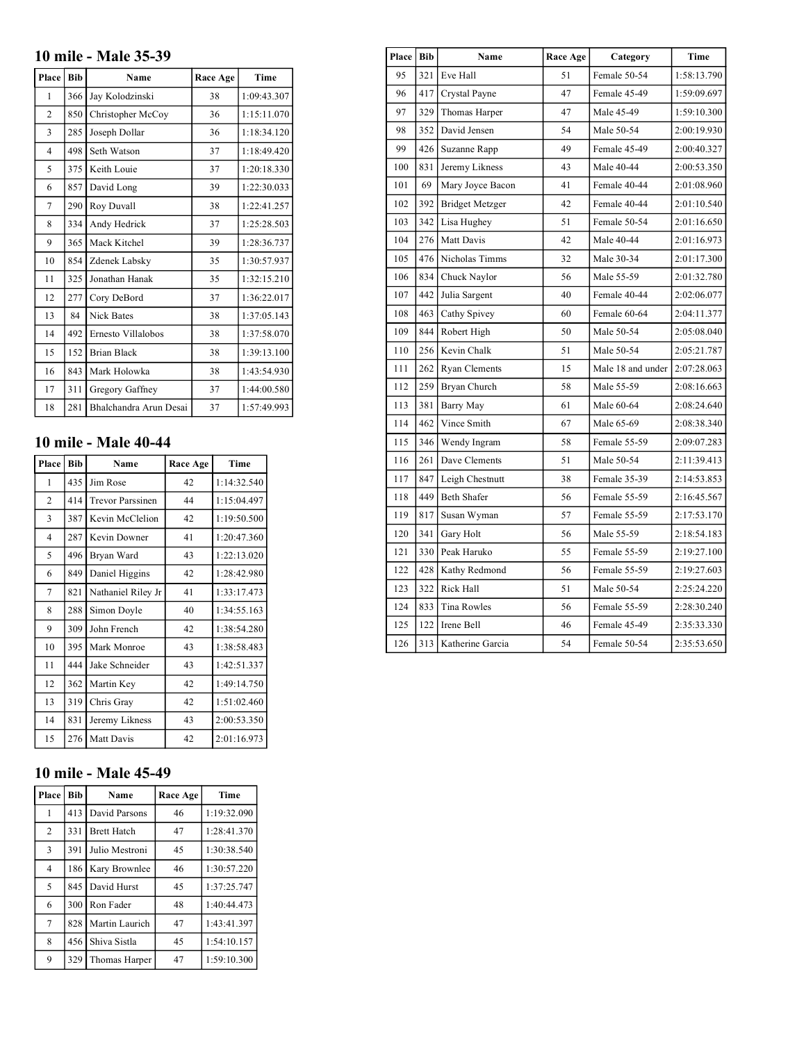## 10 mile - Male 35-39

| Place | Bib | Name | Race Age | Time |
|---|---|---|---|---|
| 1 | 366 | Jay Kolodzinski | 38 | 1:09:43.307 |
| 2 | 850 | Christopher McCoy | 36 | 1:15:11.070 |
| 3 | 285 | Joseph Dollar | 36 | 1:18:34.120 |
| 4 | 498 | Seth Watson | 37 | 1:18:49.420 |
| 5 | 375 | Keith Louie | 37 | 1:20:18.330 |
| 6 | 857 | David Long | 39 | 1:22:30.033 |
| 7 | 290 | Roy Duvall | 38 | 1:22:41.257 |
| 8 | 334 | Andy Hedrick | 37 | 1:25:28.503 |
| 9 | 365 | Mack Kitchel | 39 | 1:28:36.737 |
| 10 | 854 | Zdenek Labsky | 35 | 1:30:57.937 |
| 11 | 325 | Jonathan Hanak | 35 | 1:32:15.210 |
| 12 | 277 | Cory DeBord | 37 | 1:36:22.017 |
| 13 | 84 | Nick Bates | 38 | 1:37:05.143 |
| 14 | 492 | Ernesto Villalobos | 38 | 1:37:58.070 |
| 15 | 152 | Brian Black | 38 | 1:39:13.100 |
| 16 | 843 | Mark Holowka | 38 | 1:43:54.930 |
| 17 | 311 | Gregory Gaffney | 37 | 1:44:00.580 |
| 18 | 281 | Bhalchandra Arun Desai | 37 | 1:57:49.993 |

## 10 mile - Male 40-44

| Place | Bib | Name | Race Age | Time |
|---|---|---|---|---|
| 1 | 435 | Jim Rose | 42 | 1:14:32.540 |
| 2 | 414 | Trevor Parssinen | 44 | 1:15:04.497 |
| 3 | 387 | Kevin McClelion | 42 | 1:19:50.500 |
| 4 | 287 | Kevin Downer | 41 | 1:20:47.360 |
| 5 | 496 | Bryan Ward | 43 | 1:22:13.020 |
| 6 | 849 | Daniel Higgins | 42 | 1:28:42.980 |
| 7 | 821 | Nathaniel Riley Jr | 41 | 1:33:17.473 |
| 8 | 288 | Simon Doyle | 40 | 1:34:55.163 |
| 9 | 309 | John French | 42 | 1:38:54.280 |
| 10 | 395 | Mark Monroe | 43 | 1:38:58.483 |
| 11 | 444 | Jake Schneider | 43 | 1:42:51.337 |
| 12 | 362 | Martin Key | 42 | 1:49:14.750 |
| 13 | 319 | Chris Gray | 42 | 1:51:02.460 |
| 14 | 831 | Jeremy Likness | 43 | 2:00:53.350 |
| 15 | 276 | Matt Davis | 42 | 2:01:16.973 |

## 10 mile - Male 45-49

| Place | Bib | Name | Race Age | Time |
|---|---|---|---|---|
| 1 | 413 | David Parsons | 46 | 1:19:32.090 |
| 2 | 331 | Brett Hatch | 47 | 1:28:41.370 |
| 3 | 391 | Julio Mestroni | 45 | 1:30:38.540 |
| 4 | 186 | Kary Brownlee | 46 | 1:30:57.220 |
| 5 | 845 | David Hurst | 45 | 1:37:25.747 |
| 6 | 300 | Ron Fader | 48 | 1:40:44.473 |
| 7 | 828 | Martin Laurich | 47 | 1:43:41.397 |
| 8 | 456 | Shiva Sistla | 45 | 1:54:10.157 |
| 9 | 329 | Thomas Harper | 47 | 1:59:10.300 |

| Place | Bib | Name | Race Age | Category | Time |
|---|---|---|---|---|---|
| 95 | 321 | Eve Hall | 51 | Female 50-54 | 1:58:13.790 |
| 96 | 417 | Crystal Payne | 47 | Female 45-49 | 1:59:09.697 |
| 97 | 329 | Thomas Harper | 47 | Male 45-49 | 1:59:10.300 |
| 98 | 352 | David Jensen | 54 | Male 50-54 | 2:00:19.930 |
| 99 | 426 | Suzanne Rapp | 49 | Female 45-49 | 2:00:40.327 |
| 100 | 831 | Jeremy Likness | 43 | Male 40-44 | 2:00:53.350 |
| 101 | 69 | Mary Joyce Bacon | 41 | Female 40-44 | 2:01:08.960 |
| 102 | 392 | Bridget Metzger | 42 | Female 40-44 | 2:01:10.540 |
| 103 | 342 | Lisa Hughey | 51 | Female 50-54 | 2:01:16.650 |
| 104 | 276 | Matt Davis | 42 | Male 40-44 | 2:01:16.973 |
| 105 | 476 | Nicholas Timms | 32 | Male 30-34 | 2:01:17.300 |
| 106 | 834 | Chuck Naylor | 56 | Male 55-59 | 2:01:32.780 |
| 107 | 442 | Julia Sargent | 40 | Female 40-44 | 2:02:06.077 |
| 108 | 463 | Cathy Spivey | 60 | Female 60-64 | 2:04:11.377 |
| 109 | 844 | Robert High | 50 | Male 50-54 | 2:05:08.040 |
| 110 | 256 | Kevin Chalk | 51 | Male 50-54 | 2:05:21.787 |
| 111 | 262 | Ryan Clements | 15 | Male 18 and under | 2:07:28.063 |
| 112 | 259 | Bryan Church | 58 | Male 55-59 | 2:08:16.663 |
| 113 | 381 | Barry May | 61 | Male 60-64 | 2:08:24.640 |
| 114 | 462 | Vince Smith | 67 | Male 65-69 | 2:08:38.340 |
| 115 | 346 | Wendy Ingram | 58 | Female 55-59 | 2:09:07.283 |
| 116 | 261 | Dave Clements | 51 | Male 50-54 | 2:11:39.413 |
| 117 | 847 | Leigh Chestnutt | 38 | Female 35-39 | 2:14:53.853 |
| 118 | 449 | Beth Shafer | 56 | Female 55-59 | 2:16:45.567 |
| 119 | 817 | Susan Wyman | 57 | Female 55-59 | 2:17:53.170 |
| 120 | 341 | Gary Holt | 56 | Male 55-59 | 2:18:54.183 |
| 121 | 330 | Peak Haruko | 55 | Female 55-59 | 2:19:27.100 |
| 122 | 428 | Kathy Redmond | 56 | Female 55-59 | 2:19:27.603 |
| 123 | 322 | Rick Hall | 51 | Male 50-54 | 2:25:24.220 |
| 124 | 833 | Tina Rowles | 56 | Female 55-59 | 2:28:30.240 |
| 125 | 122 | Irene Bell | 46 | Female 45-49 | 2:35:33.330 |
| 126 | 313 | Katherine Garcia | 54 | Female 50-54 | 2:35:53.650 |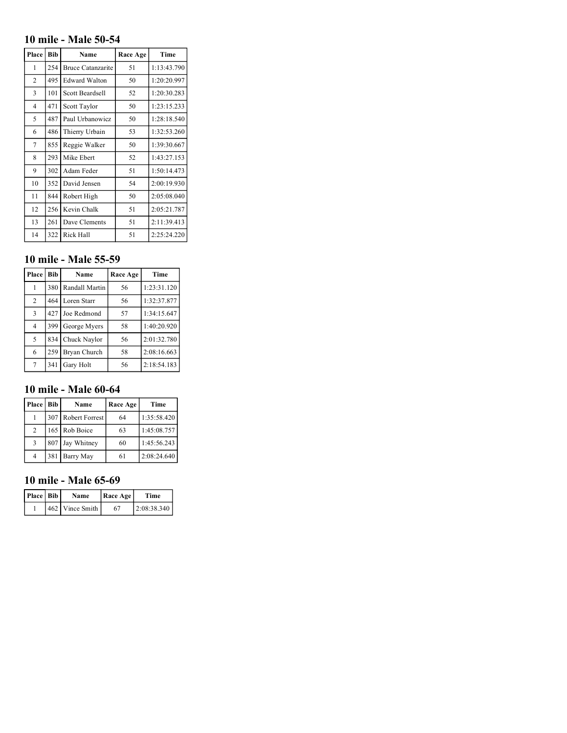## 10 mile - Male 50-54

| Place | Bib | Name | Race Age | Time |
|---|---|---|---|---|
| 1 | 254 | Bruce Catanzarite | 51 | 1:13:43.790 |
| 2 | 495 | Edward Walton | 50 | 1:20:20.997 |
| 3 | 101 | Scott Beardsell | 52 | 1:20:30.283 |
| 4 | 471 | Scott Taylor | 50 | 1:23:15.233 |
| 5 | 487 | Paul Urbanowicz | 50 | 1:28:18.540 |
| 6 | 486 | Thierry Urbain | 53 | 1:32:53.260 |
| 7 | 855 | Reggie Walker | 50 | 1:39:30.667 |
| 8 | 293 | Mike Ebert | 52 | 1:43:27.153 |
| 9 | 302 | Adam Feder | 51 | 1:50:14.473 |
| 10 | 352 | David Jensen | 54 | 2:00:19.930 |
| 11 | 844 | Robert High | 50 | 2:05:08.040 |
| 12 | 256 | Kevin Chalk | 51 | 2:05:21.787 |
| 13 | 261 | Dave Clements | 51 | 2:11:39.413 |
| 14 | 322 | Rick Hall | 51 | 2:25:24.220 |

## 10 mile - Male 55-59

| Place | Bib | Name | Race Age | Time |
|---|---|---|---|---|
| 1 | 380 | Randall Martin | 56 | 1:23:31.120 |
| 2 | 464 | Loren Starr | 56 | 1:32:37.877 |
| 3 | 427 | Joe Redmond | 57 | 1:34:15.647 |
| 4 | 399 | George Myers | 58 | 1:40:20.920 |
| 5 | 834 | Chuck Naylor | 56 | 2:01:32.780 |
| 6 | 259 | Bryan Church | 58 | 2:08:16.663 |
| 7 | 341 | Gary Holt | 56 | 2:18:54.183 |

## 10 mile - Male 60-64

| Place | Bib | Name | Race Age | Time |
|---|---|---|---|---|
| 1 | 307 | Robert Forrest | 64 | 1:35:58.420 |
| 2 | 165 | Rob Boice | 63 | 1:45:08.757 |
| 3 | 807 | Jay Whitney | 60 | 1:45:56.243 |
| 4 | 381 | Barry May | 61 | 2:08:24.640 |

## 10 mile - Male 65-69

| Place | Bib | Name | Race Age | Time |
|---|---|---|---|---|
| 1 | 462 | Vince Smith | 67 | 2:08:38.340 |